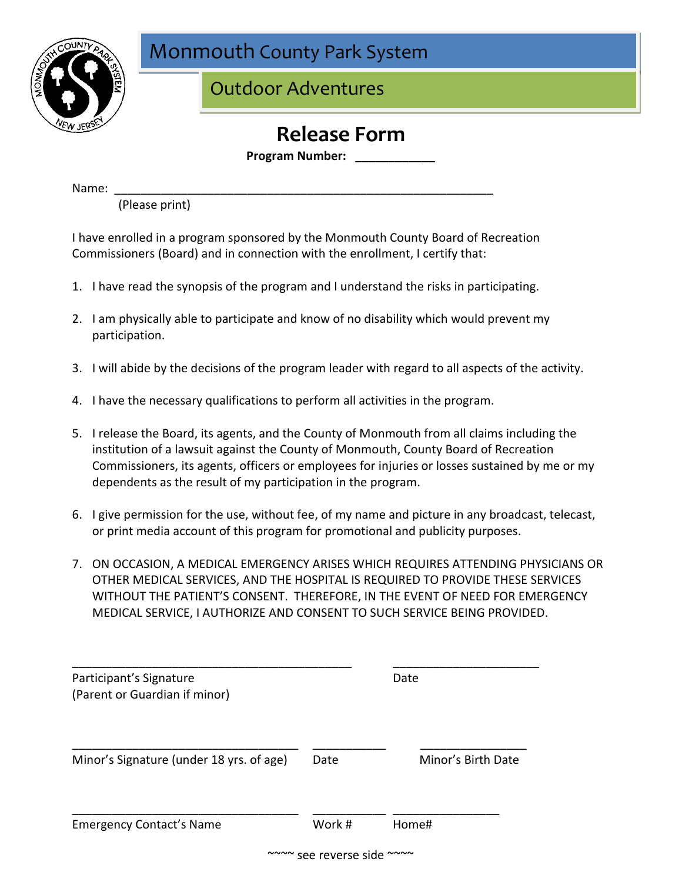Monmouth County Park System

Outdoor Adventures

# Release Form

**Program Number: \_\_\_\_\_\_\_\_\_\_\_\_**

Name: \_\_\_\_\_\_\_\_\_\_\_\_\_\_\_\_\_\_\_\_\_\_\_\_\_\_\_\_\_\_\_\_\_\_\_\_\_\_\_\_\_\_\_\_\_\_\_\_\_\_\_\_\_\_\_\_\_\_
(Please print)

I have enrolled in a program sponsored by the Monmouth County Board of Recreation Commissioners (Board) and in connection with the enrollment, I certify that:

1. I have read the synopsis of the program and I understand the risks in participating.
2. I am physically able to participate and know of no disability which would prevent my participation.
3. I will abide by the decisions of the program leader with regard to all aspects of the activity.
4. I have the necessary qualifications to perform all activities in the program.
5. I release the Board, its agents, and the County of Monmouth from all claims including the institution of a lawsuit against the County of Monmouth, County Board of Recreation Commissioners, its agents, officers or employees for injuries or losses sustained by me or my dependents as the result of my participation in the program.
6. I give permission for the use, without fee, of my name and picture in any broadcast, telecast, or print media account of this program for promotional and publicity purposes.
7. ON OCCASION, A MEDICAL EMERGENCY ARISES WHICH REQUIRES ATTENDING PHYSICIANS OR OTHER MEDICAL SERVICES, AND THE HOSPITAL IS REQUIRED TO PROVIDE THESE SERVICES WITHOUT THE PATIENT'S CONSENT. THEREFORE, IN THE EVENT OF NEED FOR EMERGENCY MEDICAL SERVICE, I AUTHORIZE AND CONSENT TO SUCH SERVICE BEING PROVIDED.

\_\_\_\_\_\_\_\_\_\_\_\_\_\_\_\_\_\_\_\_\_\_\_\_\_\_\_\_\_\_\_\_\_\_\_\_\_\_\_\_ \_\_\_\_\_\_\_\_\_\_\_\_\_\_\_\_\_\_\_\_\_
Participant's Signature (Parent or Guardian if minor) — Date

\_\_\_\_\_\_\_\_\_\_\_\_\_\_\_\_\_\_\_\_\_\_\_\_\_\_\_\_\_\_\_\_ \_\_\_\_\_\_\_\_\_\_ \_\_\_\_\_\_\_\_\_\_\_\_\_\_\_
Minor's Signature (under 18 yrs. of age) — Date — Minor's Birth Date

\_\_\_\_\_\_\_\_\_\_\_\_\_\_\_\_\_\_\_\_\_\_\_\_\_\_\_\_\_\_\_\_ \_\_\_\_\_\_\_\_\_\_ \_\_\_\_\_\_\_\_\_\_\_\_\_\_\_
Emergency Contact's Name — Work # — Home#

~~~~ see reverse side ~~~~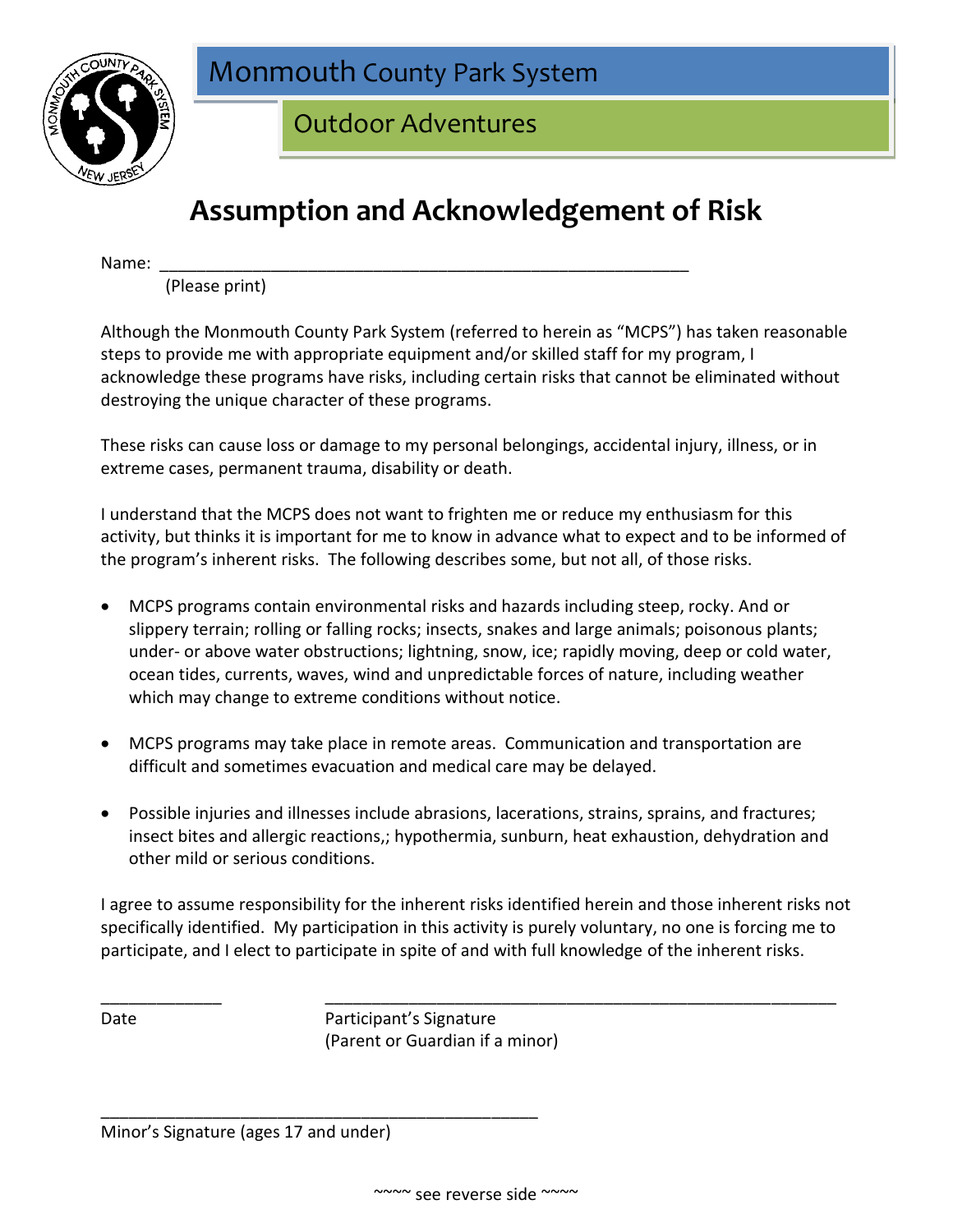Monmouth County Park System

Outdoor Adventures

# Assumption and Acknowledgement of Risk

Name: ___________________________________________________________
(Please print)

Although the Monmouth County Park System (referred to herein as "MCPS") has taken reasonable steps to provide me with appropriate equipment and/or skilled staff for my program, I acknowledge these programs have risks, including certain risks that cannot be eliminated without destroying the unique character of these programs.

These risks can cause loss or damage to my personal belongings, accidental injury, illness, or in extreme cases, permanent trauma, disability or death.

I understand that the MCPS does not want to frighten me or reduce my enthusiasm for this activity, but thinks it is important for me to know in advance what to expect and to be informed of the program's inherent risks. The following describes some, but not all, of those risks.

- MCPS programs contain environmental risks and hazards including steep, rocky. And or slippery terrain; rolling or falling rocks; insects, snakes and large animals; poisonous plants; under- or above water obstructions; lightning, snow, ice; rapidly moving, deep or cold water, ocean tides, currents, waves, wind and unpredictable forces of nature, including weather which may change to extreme conditions without notice.

- MCPS programs may take place in remote areas. Communication and transportation are difficult and sometimes evacuation and medical care may be delayed.

- Possible injuries and illnesses include abrasions, lacerations, strains, sprains, and fractures; insect bites and allergic reactions,; hypothermia, sunburn, heat exhaustion, dehydration and other mild or serious conditions.

I agree to assume responsibility for the inherent risks identified herein and those inherent risks not specifically identified. My participation in this activity is purely voluntary, no one is forcing me to participate, and I elect to participate in spite of and with full knowledge of the inherent risks.

_____________ &nbsp;&nbsp;&nbsp;&nbsp;&nbsp;&nbsp;&nbsp;&nbsp; ___________________________________________________________

Date &nbsp;&nbsp;&nbsp;&nbsp;&nbsp;&nbsp;&nbsp;&nbsp;&nbsp;&nbsp;&nbsp;&nbsp;&nbsp;&nbsp;&nbsp;&nbsp;&nbsp;&nbsp;&nbsp;&nbsp;&nbsp;&nbsp; Participant's Signature
(Parent or Guardian if a minor)

_________________________________________________

Minor's Signature (ages 17 and under)

~~~~ see reverse side ~~~~